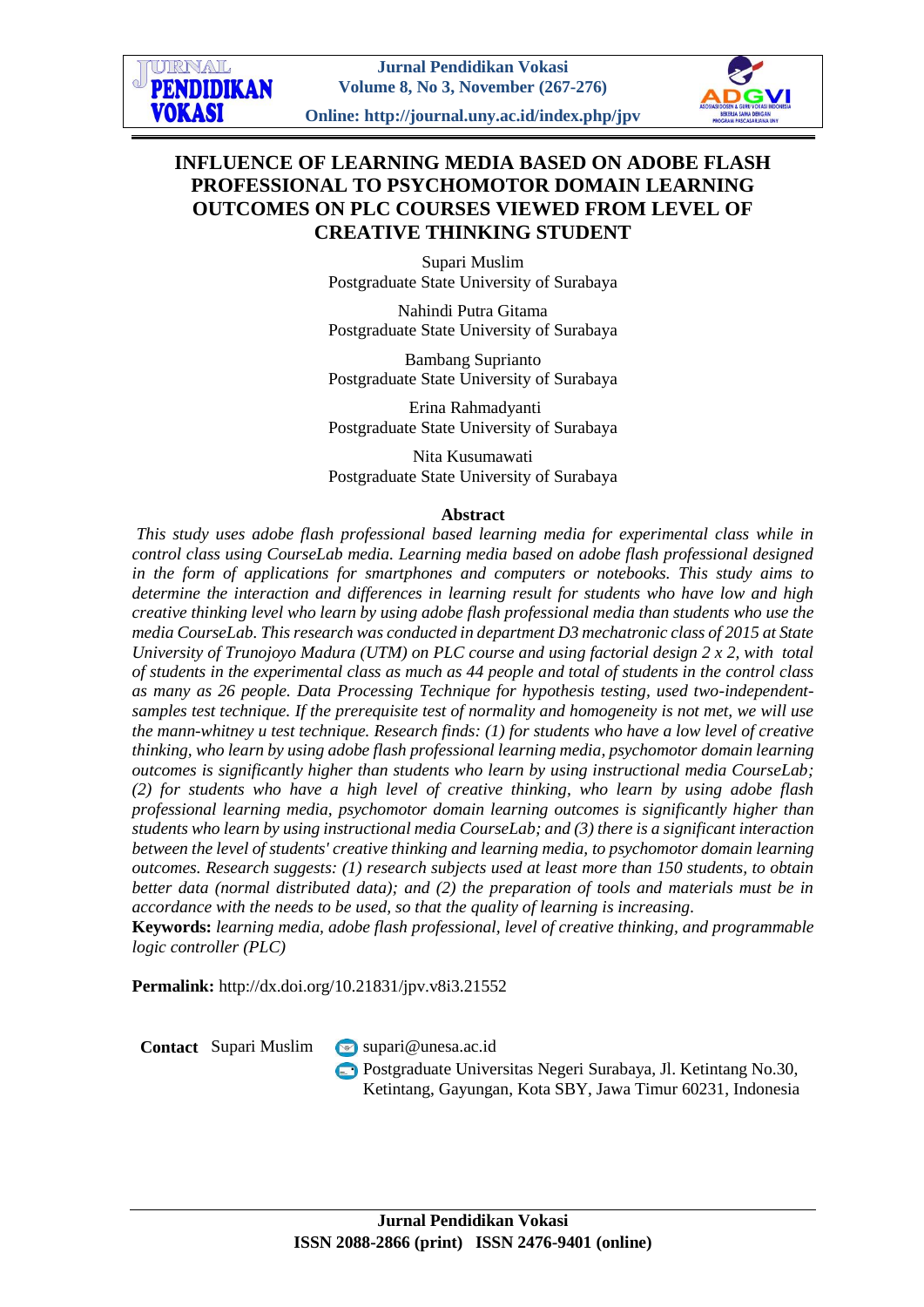# INFLUENCE OF LEARNING MEDIA BASED ON ADOBE FLASH PROFESSIONAL TO PSYCHOMOTOR DOMAIN LEARNING OUTCOMES ON PLC COURSES VIEWED FROM LEVEL OF CREATIVE THINKING STUDENT

Supari Muslim
Postgraduate State University of Surabaya

Nahindi Putra Gitama
Postgraduate State University of Surabaya

Bambang Suprianto
Postgraduate State University of Surabaya

Erina Rahmadyanti
Postgraduate State University of Surabaya

Nita Kusumawati
Postgraduate State University of Surabaya

## Abstract

*This study uses adobe flash professional based learning media for experimental class while in control class using CourseLab media. Learning media based on adobe flash professional designed in the form of applications for smartphones and computers or notebooks. This study aims to determine the interaction and differences in learning result for students who have low and high creative thinking level who learn by using adobe flash professional media than students who use the media CourseLab. This research was conducted in department D3 mechatronic class of 2015 at State University of Trunojoyo Madura (UTM) on PLC course and using factorial design 2 x 2, with total of students in the experimental class as much as 44 people and total of students in the control class as many as 26 people. Data Processing Technique for hypothesis testing, used two-independent-samples test technique. If the prerequisite test of normality and homogeneity is not met, we will use the mann-whitney u test technique. Research finds: (1) for students who have a low level of creative thinking, who learn by using adobe flash professional learning media, psychomotor domain learning outcomes is significantly higher than students who learn by using instructional media CourseLab; (2) for students who have a high level of creative thinking, who learn by using adobe flash professional learning media, psychomotor domain learning outcomes is significantly higher than students who learn by using instructional media CourseLab; and (3) there is a significant interaction between the level of students' creative thinking and learning media, to psychomotor domain learning outcomes. Research suggests: (1) research subjects used at least more than 150 students, to obtain better data (normal distributed data); and (2) the preparation of tools and materials must be in accordance with the needs to be used, so that the quality of learning is increasing.*

**Keywords:** *learning media, adobe flash professional, level of creative thinking, and programmable logic controller (PLC)*

**Permalink:** http://dx.doi.org/10.21831/jpv.v8i3.21552

**Contact** Supari Muslim supari@unesa.ac.id
Postgraduate Universitas Negeri Surabaya, Jl. Ketintang No.30, Ketintang, Gayungan, Kota SBY, Jawa Timur 60231, Indonesia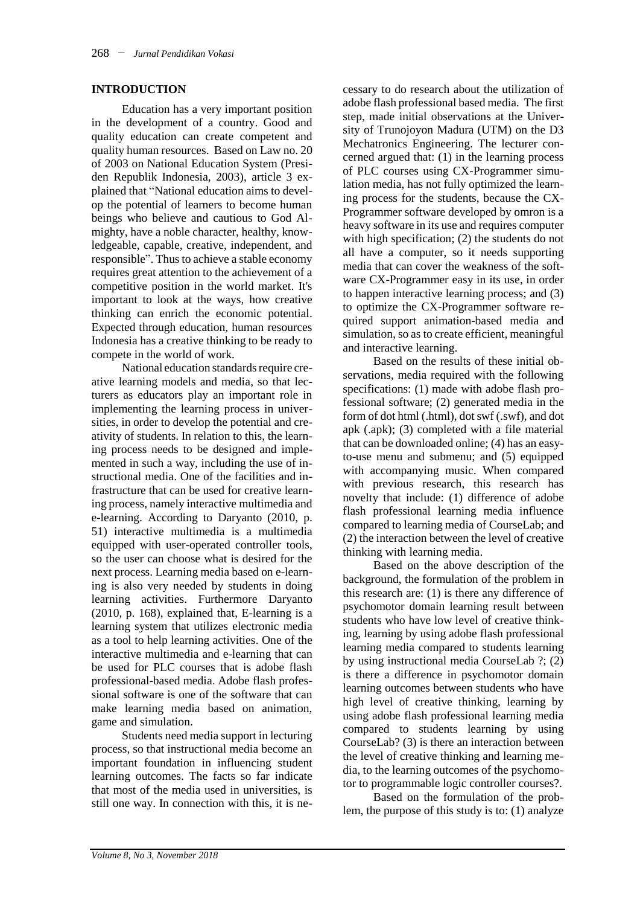## INTRODUCTION

Education has a very important position in the development of a country. Good and quality education can create competent and quality human resources. Based on Law no. 20 of 2003 on National Education System (Presiden Republik Indonesia, 2003), article 3 explained that "National education aims to develop the potential of learners to become human beings who believe and cautious to God Almighty, have a noble character, healthy, knowledgeable, capable, creative, independent, and responsible". Thus to achieve a stable economy requires great attention to the achievement of a competitive position in the world market. It's important to look at the ways, how creative thinking can enrich the economic potential. Expected through education, human resources Indonesia has a creative thinking to be ready to compete in the world of work.

National education standards require creative learning models and media, so that lecturers as educators play an important role in implementing the learning process in universities, in order to develop the potential and creativity of students. In relation to this, the learning process needs to be designed and implemented in such a way, including the use of instructional media. One of the facilities and infrastructure that can be used for creative learning process, namely interactive multimedia and e-learning. According to Daryanto (2010, p. 51) interactive multimedia is a multimedia equipped with user-operated controller tools, so the user can choose what is desired for the next process. Learning media based on e-learning is also very needed by students in doing learning activities. Furthermore Daryanto (2010, p. 168), explained that, E-learning is a learning system that utilizes electronic media as a tool to help learning activities. One of the interactive multimedia and e-learning that can be used for PLC courses that is adobe flash professional-based media. Adobe flash professional software is one of the software that can make learning media based on animation, game and simulation.

Students need media support in lecturing process, so that instructional media become an important foundation in influencing student learning outcomes. The facts so far indicate that most of the media used in universities, is still one way. In connection with this, it is necessary to do research about the utilization of adobe flash professional based media. The first step, made initial observations at the University of Trunojoyon Madura (UTM) on the D3 Mechatronics Engineering. The lecturer concerned argued that: (1) in the learning process of PLC courses using CX-Programmer simulation media, has not fully optimized the learning process for the students, because the CX-Programmer software developed by omron is a heavy software in its use and requires computer with high specification; (2) the students do not all have a computer, so it needs supporting media that can cover the weakness of the software CX-Programmer easy in its use, in order to happen interactive learning process; and (3) to optimize the CX-Programmer software required support animation-based media and simulation, so as to create efficient, meaningful and interactive learning.

Based on the results of these initial observations, media required with the following specifications: (1) made with adobe flash professional software; (2) generated media in the form of dot html (.html), dot swf (.swf), and dot apk (.apk); (3) completed with a file material that can be downloaded online; (4) has an easy-to-use menu and submenu; and (5) equipped with accompanying music. When compared with previous research, this research has novelty that include: (1) difference of adobe flash professional learning media influence compared to learning media of CourseLab; and (2) the interaction between the level of creative thinking with learning media.

Based on the above description of the background, the formulation of the problem in this research are: (1) is there any difference of psychomotor domain learning result between students who have low level of creative thinking, learning by using adobe flash professional learning media compared to students learning by using instructional media CourseLab ?; (2) is there a difference in psychomotor domain learning outcomes between students who have high level of creative thinking, learning by using adobe flash professional learning media compared to students learning by using CourseLab? (3) is there an interaction between the level of creative thinking and learning media, to the learning outcomes of the psychomotor to programmable logic controller courses?.

Based on the formulation of the problem, the purpose of this study is to: (1) analyze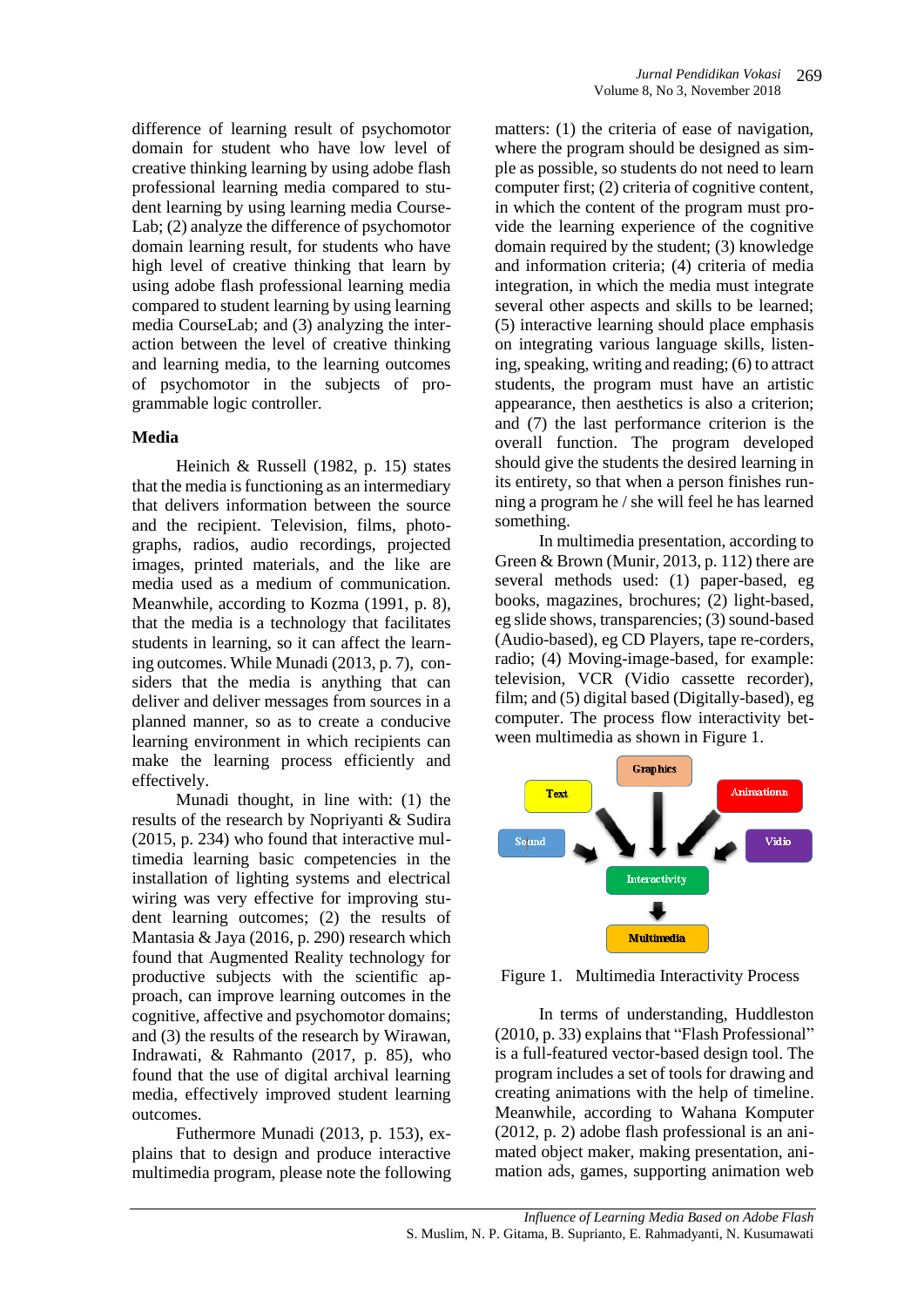difference of learning result of psychomotor domain for student who have low level of creative thinking learning by using adobe flash professional learning media compared to student learning by using learning media CourseLab; (2) analyze the difference of psychomotor domain learning result, for students who have high level of creative thinking that learn by using adobe flash professional learning media compared to student learning by using learning media CourseLab; and (3) analyzing the interaction between the level of creative thinking and learning media, to the learning outcomes of psychomotor in the subjects of programmable logic controller.

## Media

Heinich & Russell (1982, p. 15) states that the media is functioning as an intermediary that delivers information between the source and the recipient. Television, films, photographs, radios, audio recordings, projected images, printed materials, and the like are media used as a medium of communication. Meanwhile, according to Kozma (1991, p. 8), that the media is a technology that facilitates students in learning, so it can affect the learning outcomes. While Munadi (2013, p. 7), considers that the media is anything that can deliver and deliver messages from sources in a planned manner, so as to create a conducive learning environment in which recipients can make the learning process efficiently and effectively.

Munadi thought, in line with: (1) the results of the research by Nopriyanti & Sudira (2015, p. 234) who found that interactive multimedia learning basic competencies in the installation of lighting systems and electrical wiring was very effective for improving student learning outcomes; (2) the results of Mantasia & Jaya (2016, p. 290) research which found that Augmented Reality technology for productive subjects with the scientific approach, can improve learning outcomes in the cognitive, affective and psychomotor domains; and (3) the results of the research by Wirawan, Indrawati, & Rahmanto (2017, p. 85), who found that the use of digital archival learning media, effectively improved student learning outcomes.

Futhermore Munadi (2013, p. 153), explains that to design and produce interactive multimedia program, please note the following matters: (1) the criteria of ease of navigation, where the program should be designed as simple as possible, so students do not need to learn computer first; (2) criteria of cognitive content, in which the content of the program must provide the learning experience of the cognitive domain required by the student; (3) knowledge and information criteria; (4) criteria of media integration, in which the media must integrate several other aspects and skills to be learned; (5) interactive learning should place emphasis on integrating various language skills, listening, speaking, writing and reading; (6) to attract students, the program must have an artistic appearance, then aesthetics is also a criterion; and (7) the last performance criterion is the overall function. The program developed should give the students the desired learning in its entirety, so that when a person finishes running a program he / she will feel he has learned something.

In multimedia presentation, according to Green & Brown (Munir, 2013, p. 112) there are several methods used: (1) paper-based, eg books, magazines, brochures; (2) light-based, eg slide shows, transparencies; (3) sound-based (Audio-based), eg CD Players, tape re-corders, radio; (4) Moving-image-based, for example: television, VCR (Vidio cassette recorder), film; and (5) digital based (Digitally-based), eg computer. The process flow interactivity between multimedia as shown in Figure 1.

Figure 1. Multimedia Interactivity Process

In terms of understanding, Huddleston (2010, p. 33) explains that "Flash Professional" is a full-featured vector-based design tool. The program includes a set of tools for drawing and creating animations with the help of timeline. Meanwhile, according to Wahana Komputer (2012, p. 2) adobe flash professional is an animated object maker, making presentation, animation ads, games, supporting animation web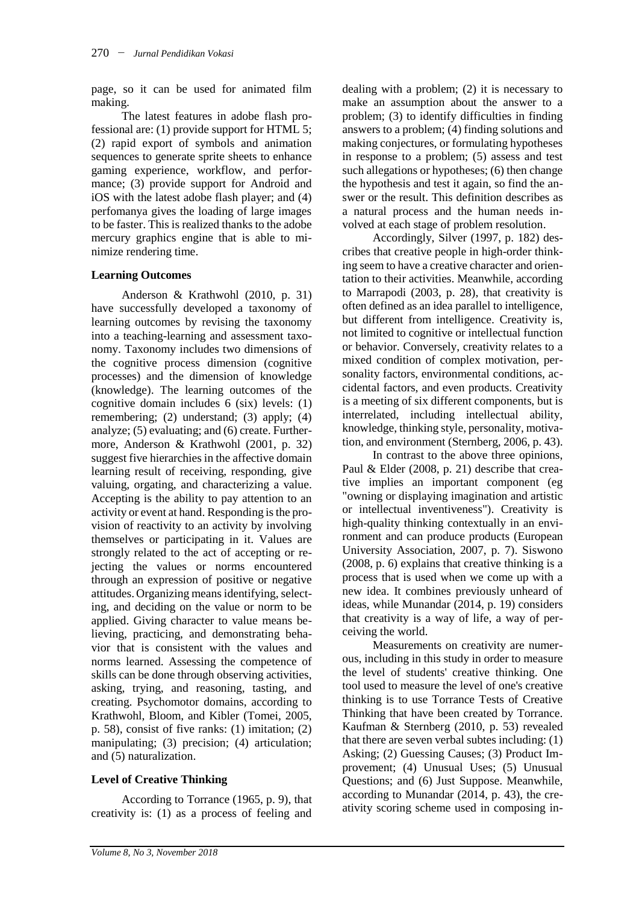page, so it can be used for animated film making.

The latest features in adobe flash professional are: (1) provide support for HTML 5; (2) rapid export of symbols and animation sequences to generate sprite sheets to enhance gaming experience, workflow, and performance; (3) provide support for Android and iOS with the latest adobe flash player; and (4) perfomanya gives the loading of large images to be faster. This is realized thanks to the adobe mercury graphics engine that is able to minimize rendering time.

### Learning Outcomes

Anderson & Krathwohl (2010, p. 31) have successfully developed a taxonomy of learning outcomes by revising the taxonomy into a teaching-learning and assessment taxonomy. Taxonomy includes two dimensions of the cognitive process dimension (cognitive processes) and the dimension of knowledge (knowledge). The learning outcomes of the cognitive domain includes 6 (six) levels: (1) remembering; (2) understand; (3) apply; (4) analyze; (5) evaluating; and (6) create. Furthermore, Anderson & Krathwohl (2001, p. 32) suggest five hierarchies in the affective domain learning result of receiving, responding, give valuing, orgating, and characterizing a value. Accepting is the ability to pay attention to an activity or event at hand. Responding is the provision of reactivity to an activity by involving themselves or participating in it. Values are strongly related to the act of accepting or rejecting the values or norms encountered through an expression of positive or negative attitudes. Organizing means identifying, selecting, and deciding on the value or norm to be applied. Giving character to value means believing, practicing, and demonstrating behavior that is consistent with the values and norms learned. Assessing the competence of skills can be done through observing activities, asking, trying, and reasoning, tasting, and creating. Psychomotor domains, according to Krathwohl, Bloom, and Kibler (Tomei, 2005, p. 58), consist of five ranks: (1) imitation; (2) manipulating; (3) precision; (4) articulation; and (5) naturalization.

### Level of Creative Thinking

According to Torrance (1965, p. 9), that creativity is: (1) as a process of feeling and dealing with a problem; (2) it is necessary to make an assumption about the answer to a problem; (3) to identify difficulties in finding answers to a problem; (4) finding solutions and making conjectures, or formulating hypotheses in response to a problem; (5) assess and test such allegations or hypotheses; (6) then change the hypothesis and test it again, so find the answer or the result. This definition describes as a natural process and the human needs involved at each stage of problem resolution.

Accordingly, Silver (1997, p. 182) describes that creative people in high-order thinking seem to have a creative character and orientation to their activities. Meanwhile, according to Marrapodi (2003, p. 28), that creativity is often defined as an idea parallel to intelligence, but different from intelligence. Creativity is, not limited to cognitive or intellectual function or behavior. Conversely, creativity relates to a mixed condition of complex motivation, personality factors, environmental conditions, accidental factors, and even products. Creativity is a meeting of six different components, but is interrelated, including intellectual ability, knowledge, thinking style, personality, motivation, and environment (Sternberg, 2006, p. 43).

In contrast to the above three opinions, Paul & Elder (2008, p. 21) describe that creative implies an important component (eg "owning or displaying imagination and artistic or intellectual inventiveness"). Creativity is high-quality thinking contextually in an environment and can produce products (European University Association, 2007, p. 7). Siswono (2008, p. 6) explains that creative thinking is a process that is used when we come up with a new idea. It combines previously unheard of ideas, while Munandar (2014, p. 19) considers that creativity is a way of life, a way of perceiving the world.

Measurements on creativity are numerous, including in this study in order to measure the level of students' creative thinking. One tool used to measure the level of one's creative thinking is to use Torrance Tests of Creative Thinking that have been created by Torrance. Kaufman & Sternberg (2010, p. 53) revealed that there are seven verbal subtes including: (1) Asking; (2) Guessing Causes; (3) Product Improvement; (4) Unusual Uses; (5) Unusual Questions; and (6) Just Suppose. Meanwhile, according to Munandar (2014, p. 43), the creativity scoring scheme used in composing in-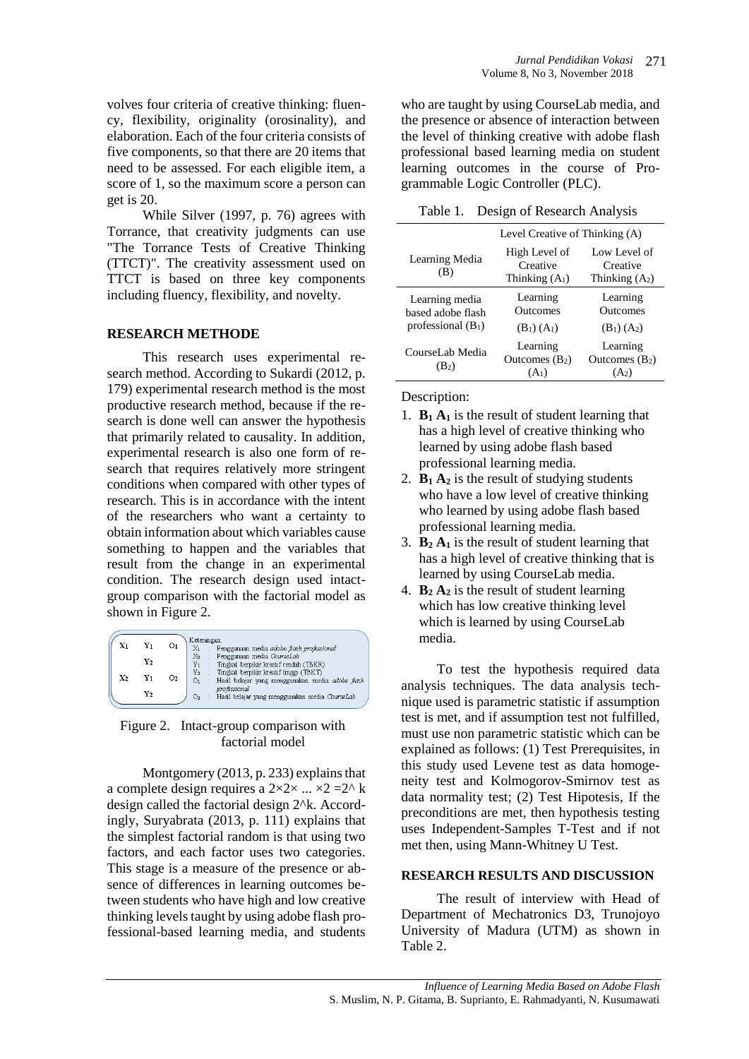volves four criteria of creative thinking: fluency, flexibility, originality (orosinality), and elaboration. Each of the four criteria consists of five components, so that there are 20 items that need to be assessed. For each eligible item, a score of 1, so the maximum score a person can get is 20.

While Silver (1997, p. 76) agrees with Torrance, that creativity judgments can use "The Torrance Tests of Creative Thinking (TTCT)". The creativity assessment used on TTCT is based on three key components including fluency, flexibility, and novelty.

## RESEARCH METHODE

This research uses experimental research method. According to Sukardi (2012, p. 179) experimental research method is the most productive research method, because if the research is done well can answer the hypothesis that primarily related to causality. In addition, experimental research is also one form of research that requires relatively more stringent conditions when compared with other types of research. This is in accordance with the intent of the researchers who want a certainty to obtain information about which variables cause something to happen and the variables that result from the change in an experimental condition. The research design used intact-group comparison with the factorial model as shown in Figure 2.

| | | |
|---|---|---|
| $X_1$ | $Y_1$ | $O_1$ |
| | $Y_2$ | |
| $X_2$ | $Y_1$ | $O_2$ |
| | $Y_2$ | |

Keterangan:
- $X_1$ : Penggunaan media *adobe flash professional*
- $X_2$ : Penggunaan media *CourseLab*
- $Y_1$ : Tingkat berpikir kreatif rendah (TBKR)
- $Y_2$ : Tingkat berpikir kreatif tinggi (TBKT)
- $O_1$ : Hasil belajar yang menggunakan media *adobe flash professional*
- $O_2$ : Hasil belajar yang menggunakan media *CourseLab*

Figure 2. Intact-group comparison with factorial model

Montgomery (2013, p. 233) explains that a complete design requires a $2 \times 2 \times ... \times 2 = 2^k$ design called the factorial design $2^k$. Accordingly, Suryabrata (2013, p. 111) explains that the simplest factorial random is that using two factors, and each factor uses two categories. This stage is a measure of the presence or absence of differences in learning outcomes between students who have high and low creative thinking levels taught by using adobe flash professional-based learning media, and students who are taught by using CourseLab media, and the presence or absence of interaction between the level of thinking creative with adobe flash professional based learning media on student learning outcomes in the course of Programmable Logic Controller (PLC).

Table 1. Design of Research Analysis

| Learning Media (B) | Level Creative of Thinking (A) | |
|---|---|---|
| | High Level of Creative Thinking ($A_1$) | Low Level of Creative Thinking ($A_2$) |
| Learning media based adobe flash professional ($B_1$) | Learning Outcomes ($B_1$) ($A_1$) | Learning Outcomes ($B_1$) ($A_2$) |
| CourseLab Media ($B_2$) | Learning Outcomes ($B_2$) ($A_1$) | Learning Outcomes ($B_2$) ($A_2$) |

Description:

1. **$B_1$ $A_1$** is the result of student learning that has a high level of creative thinking who learned by using adobe flash based professional learning media.
2. **$B_1$ $A_2$** is the result of studying students who have a low level of creative thinking who learned by using adobe flash based professional learning media.
3. **$B_2$ $A_1$** is the result of student learning that has a high level of creative thinking that is learned by using CourseLab media.
4. **$B_2$ $A_2$** is the result of student learning which has low creative thinking level which is learned by using CourseLab media.

To test the hypothesis required data analysis techniques. The data analysis technique used is parametric statistic if assumption test is met, and if assumption test not fulfilled, must use non parametric statistic which can be explained as follows: (1) Test Prerequisites, in this study used Levene test as data homogeneity test and Kolmogorov-Smirnov test as data normality test; (2) Test Hipotesis, If the preconditions are met, then hypothesis testing uses Independent-Samples T-Test and if not met then, using Mann-Whitney U Test.

## RESEARCH RESULTS AND DISCUSSION

The result of interview with Head of Department of Mechatronics D3, Trunojoyo University of Madura (UTM) as shown in Table 2.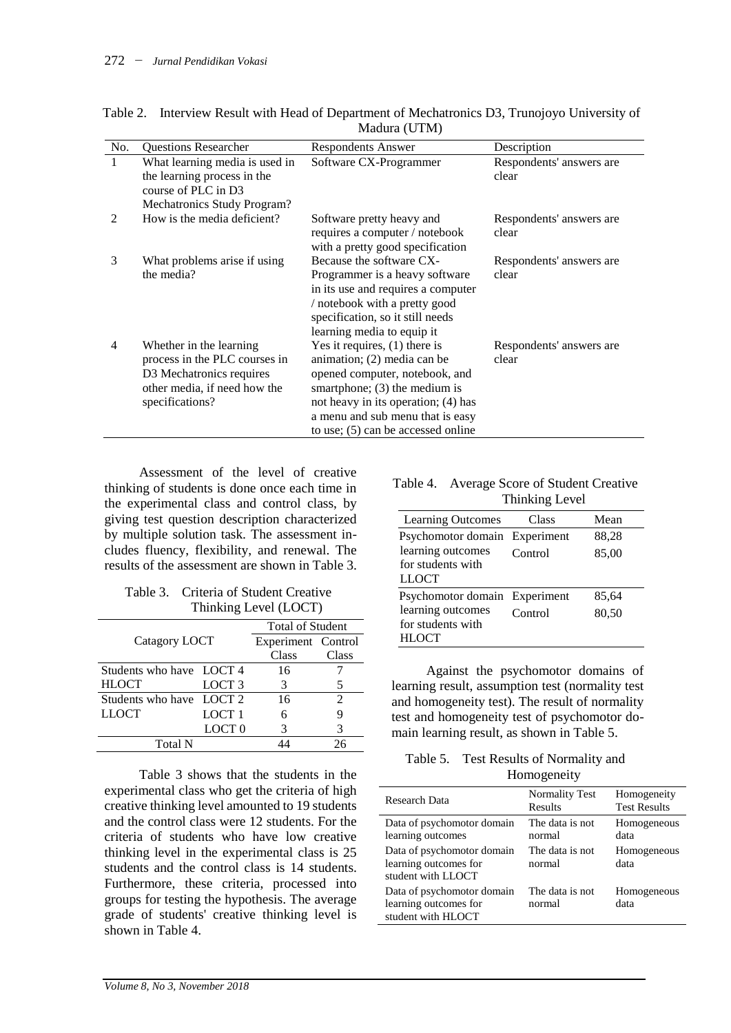Table 2. Interview Result with Head of Department of Mechatronics D3, Trunojoyo University of Madura (UTM)

| No. | Questions Researcher | Respondents Answer | Description |
|---|---|---|---|
| 1 | What learning media is used in the learning process in the course of PLC in D3 Mechatronics Study Program? | Software CX-Programmer | Respondents' answers are clear |
| 2 | How is the media deficient? | Software pretty heavy and requires a computer / notebook with a pretty good specification | Respondents' answers are clear |
| 3 | What problems arise if using the media? | Because the software CX-Programmer is a heavy software in its use and requires a computer / notebook with a pretty good specification, so it still needs learning media to equip it | Respondents' answers are clear |
| 4 | Whether in the learning process in the PLC courses in D3 Mechatronics requires other media, if need how the specifications? | Yes it requires, (1) there is animation; (2) media can be opened computer, notebook, and smartphone; (3) the medium is not heavy in its operation; (4) has a menu and sub menu that is easy to use; (5) can be accessed online | Respondents' answers are clear |

Assessment of the level of creative thinking of students is done once each time in the experimental class and control class, by giving test question description characterized by multiple solution task. The assessment includes fluency, flexibility, and renewal. The results of the assessment are shown in Table 3.

Table 3. Criteria of Student Creative Thinking Level (LOCT)

| Catagory LOCT | | Total of Student | |
|---|---|---|---|
| | | Experiment Class | Control Class |
| Students who have HLOCT | LOCT 4 | 16 | 7 |
| | LOCT 3 | 3 | 5 |
| Students who have LLOCT | LOCT 2 | 16 | 2 |
| | LOCT 1 | 6 | 9 |
| | LOCT 0 | 3 | 3 |
| Total N | | 44 | 26 |

Table 3 shows that the students in the experimental class who get the criteria of high creative thinking level amounted to 19 students and the control class were 12 students. For the criteria of students who have low creative thinking level in the experimental class is 25 students and the control class is 14 students. Furthermore, these criteria, processed into groups for testing the hypothesis. The average grade of students' creative thinking level is shown in Table 4.

Table 4. Average Score of Student Creative Thinking Level

| Learning Outcomes | Class | Mean |
|---|---|---|
| Psychomotor domain learning outcomes for students with LLOCT | Experiment | 88,28 |
| | Control | 85,00 |
| Psychomotor domain learning outcomes for students with HLOCT | Experiment | 85,64 |
| | Control | 80,50 |

Against the psychomotor domains of learning result, assumption test (normality test and homogeneity test). The result of normality test and homogeneity test of psychomotor domain learning result, as shown in Table 5.

Table 5. Test Results of Normality and Homogeneity

| Research Data | Normality Test Results | Homogeneity Test Results |
|---|---|---|
| Data of psychomotor domain learning outcomes | The data is not normal | Homogeneous data |
| Data of psychomotor domain learning outcomes for student with LLOCT | The data is not normal | Homogeneous data |
| Data of psychomotor domain learning outcomes for student with HLOCT | The data is not normal | Homogeneous data |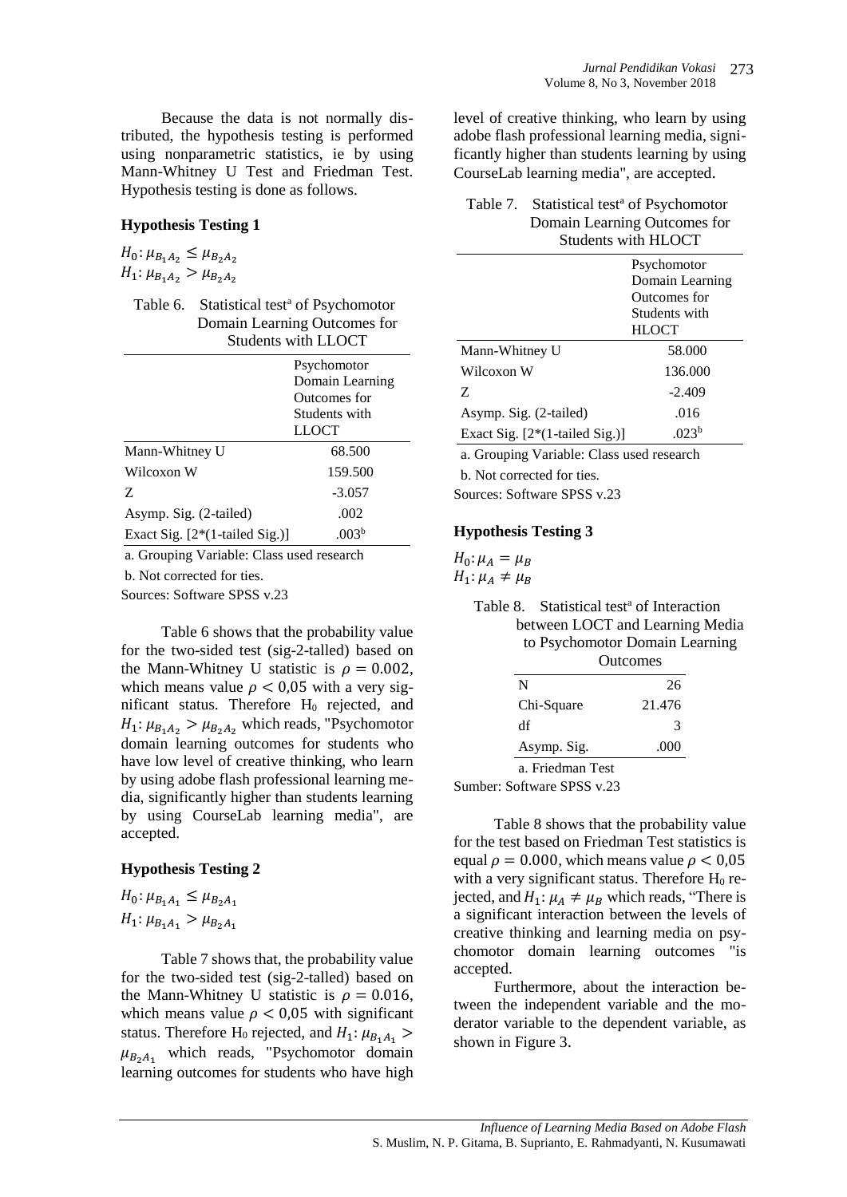Because the data is not normally distributed, the hypothesis testing is performed using nonparametric statistics, ie by using Mann-Whitney U Test and Friedman Test. Hypothesis testing is done as follows.

### Hypothesis Testing 1

$H_0: \mu_{B_1 A_2} \leq \mu_{B_2 A_2}$
$H_1: \mu_{B_1 A_2} > \mu_{B_2 A_2}$

Table 6. Statistical test[a] of Psychomotor Domain Learning Outcomes for Students with LLOCT

| | Psychomotor Domain Learning Outcomes for Students with LLOCT |
|---|---|
| Mann-Whitney U | 68.500 |
| Wilcoxon W | 159.500 |
| Z | -3.057 |
| Asymp. Sig. (2-tailed) | .002 |
| Exact Sig. [2*(1-tailed Sig.)] | .003[b] |

a. Grouping Variable: Class used research

b. Not corrected for ties.

Sources: Software SPSS v.23

Table 6 shows that the probability value for the two-sided test (sig-2-talled) based on the Mann-Whitney U statistic is $\rho = 0.002$, which means value $\rho < 0,05$ with a very significant status. Therefore $H_0$ rejected, and $H_1: \mu_{B_1 A_2} > \mu_{B_2 A_2}$ which reads, "Psychomotor domain learning outcomes for students who have low level of creative thinking, who learn by using adobe flash professional learning media, significantly higher than students learning by using CourseLab learning media", are accepted.

### Hypothesis Testing 2

$H_0: \mu_{B_1 A_1} \leq \mu_{B_2 A_1}$
$H_1: \mu_{B_1 A_1} > \mu_{B_2 A_1}$

Table 7 shows that, the probability value for the two-sided test (sig-2-talled) based on the Mann-Whitney U statistic is $\rho = 0.016$, which means value $\rho < 0,05$ with significant status. Therefore $H_0$ rejected, and $H_1: \mu_{B_1 A_1} > \mu_{B_2 A_1}$ which reads, "Psychomotor domain learning outcomes for students who have high level of creative thinking, who learn by using adobe flash professional learning media, significantly higher than students learning by using CourseLab learning media", are accepted.

Table 7. Statistical test[a] of Psychomotor Domain Learning Outcomes for Students with HLOCT

| | Psychomotor Domain Learning Outcomes for Students with HLOCT |
|---|---|
| Mann-Whitney U | 58.000 |
| Wilcoxon W | 136.000 |
| Z | -2.409 |
| Asymp. Sig. (2-tailed) | .016 |
| Exact Sig. [2*(1-tailed Sig.)] | .023[b] |

a. Grouping Variable: Class used research

b. Not corrected for ties.

Sources: Software SPSS v.23

### Hypothesis Testing 3

$H_0: \mu_A = \mu_B$
$H_1: \mu_A \neq \mu_B$

Table 8. Statistical test[a] of Interaction between LOCT and Learning Media to Psychomotor Domain Learning Outcomes

| | |
|---|---|
| N | 26 |
| Chi-Square | 21.476 |
| df | 3 |
| Asymp. Sig. | .000 |

a. Friedman Test

Sumber: Software SPSS v.23

Table 8 shows that the probability value for the test based on Friedman Test statistics is equal $\rho = 0.000$, which means value $\rho < 0,05$ with a very significant status. Therefore $H_0$ rejected, and $H_1: \mu_A \neq \mu_B$ which reads, "There is a significant interaction between the levels of creative thinking and learning media on psychomotor domain learning outcomes "is accepted.

Furthermore, about the interaction between the independent variable and the moderator variable to the dependent variable, as shown in Figure 3.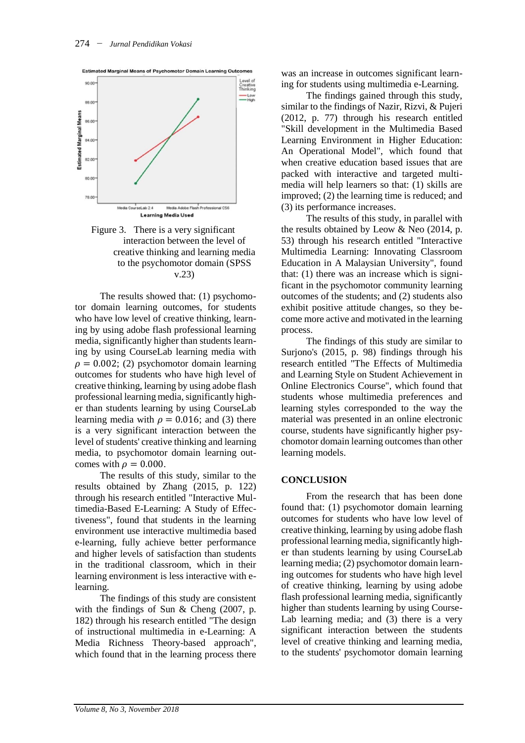Figure 3. There is a very significant interaction between the level of creative thinking and learning media to the psychomotor domain (SPSS v.23)

The results showed that: (1) psychomotor domain learning outcomes, for students who have low level of creative thinking, learning by using adobe flash professional learning media, significantly higher than students learning by using CourseLab learning media with $\rho = 0.002$; (2) psychomotor domain learning outcomes for students who have high level of creative thinking, learning by using adobe flash professional learning media, significantly higher than students learning by using CourseLab learning media with $\rho = 0.016$; and (3) there is a very significant interaction between the level of students' creative thinking and learning media, to psychomotor domain learning outcomes with $\rho = 0.000$.

The results of this study, similar to the results obtained by Zhang (2015, p. 122) through his research entitled "Interactive Multimedia-Based E-Learning: A Study of Effectiveness", found that students in the learning environment use interactive multimedia based e-learning, fully achieve better performance and higher levels of satisfaction than students in the traditional classroom, which in their learning environment is less interactive with e-learning.

The findings of this study are consistent with the findings of Sun & Cheng (2007, p. 182) through his research entitled "The design of instructional multimedia in e-Learning: A Media Richness Theory-based approach", which found that in the learning process there was an increase in outcomes significant learning for students using multimedia e-Learning.

The findings gained through this study, similar to the findings of Nazir, Rizvi, & Pujeri (2012, p. 77) through his research entitled "Skill development in the Multimedia Based Learning Environment in Higher Education: An Operational Model", which found that when creative education based issues that are packed with interactive and targeted multimedia will help learners so that: (1) skills are improved; (2) the learning time is reduced; and (3) its performance increases.

The results of this study, in parallel with the results obtained by Leow & Neo (2014, p. 53) through his research entitled "Interactive Multimedia Learning: Innovating Classroom Education in A Malaysian University", found that: (1) there was an increase which is significant in the psychomotor community learning outcomes of the students; and (2) students also exhibit positive attitude changes, so they become more active and motivated in the learning process.

The findings of this study are similar to Surjono's (2015, p. 98) findings through his research entitled "The Effects of Multimedia and Learning Style on Student Achievement in Online Electronics Course", which found that students whose multimedia preferences and learning styles corresponded to the way the material was presented in an online electronic course, students have significantly higher psychomotor domain learning outcomes than other learning models.

## CONCLUSION

From the research that has been done found that: (1) psychomotor domain learning outcomes for students who have low level of creative thinking, learning by using adobe flash professional learning media, significantly higher than students learning by using CourseLab learning media; (2) psychomotor domain learning outcomes for students who have high level of creative thinking, learning by using adobe flash professional learning media, significantly higher than students learning by using CourseLab learning media; and (3) there is a very significant interaction between the students level of creative thinking and learning media, to the students' psychomotor domain learning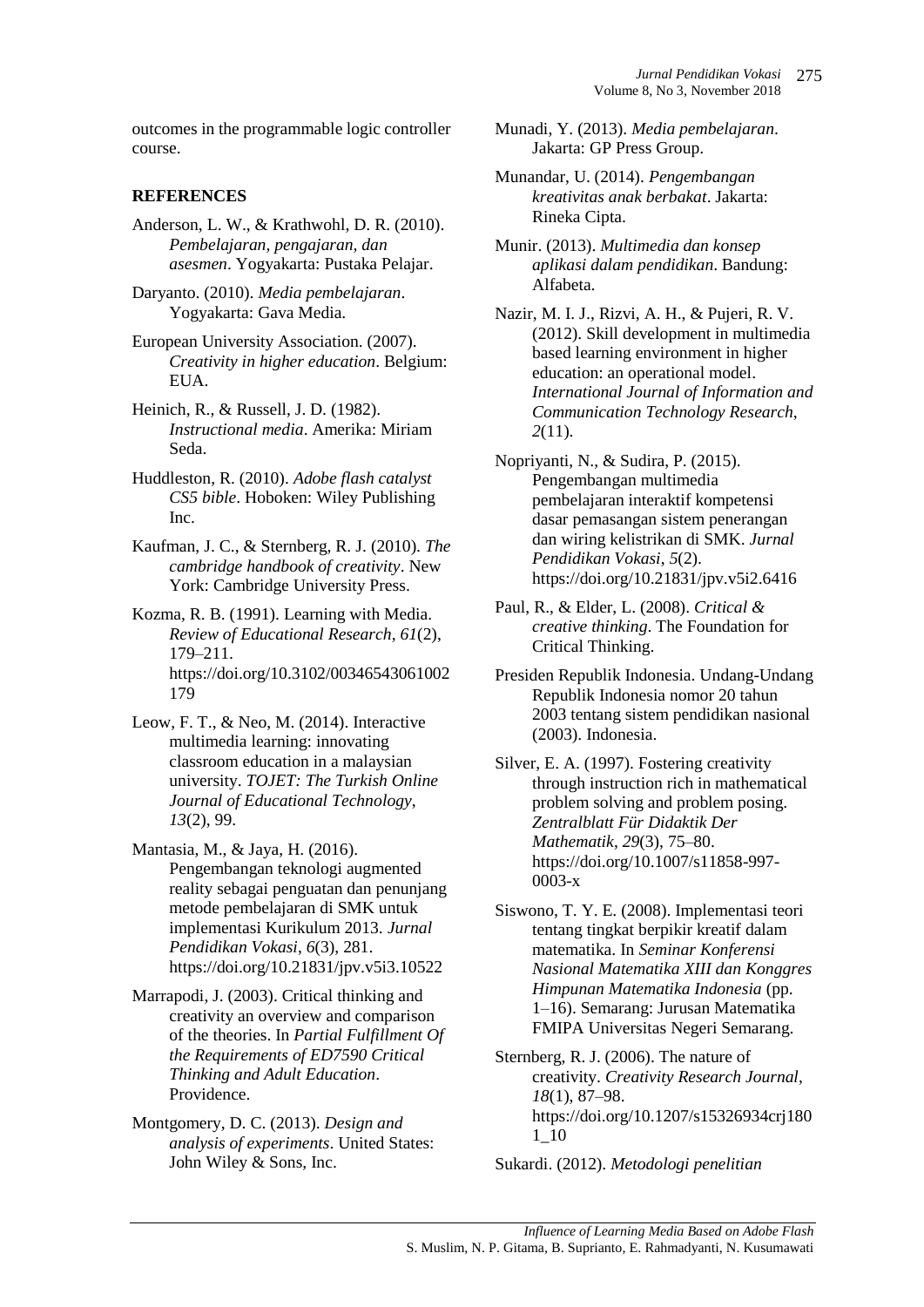outcomes in the programmable logic controller course.

## REFERENCES

Anderson, L. W., & Krathwohl, D. R. (2010). *Pembelajaran, pengajaran, dan asesmen*. Yogyakarta: Pustaka Pelajar.

Daryanto. (2010). *Media pembelajaran*. Yogyakarta: Gava Media.

European University Association. (2007). *Creativity in higher education*. Belgium: EUA.

Heinich, R., & Russell, J. D. (1982). *Instructional media*. Amerika: Miriam Seda.

Huddleston, R. (2010). *Adobe flash catalyst CS5 bible*. Hoboken: Wiley Publishing Inc.

Kaufman, J. C., & Sternberg, R. J. (2010). *The cambridge handbook of creativity*. New York: Cambridge University Press.

Kozma, R. B. (1991). Learning with Media. *Review of Educational Research*, *61*(2), 179–211. https://doi.org/10.3102/00346543061002179

Leow, F. T., & Neo, M. (2014). Interactive multimedia learning: innovating classroom education in a malaysian university. *TOJET: The Turkish Online Journal of Educational Technology*, *13*(2), 99.

Mantasia, M., & Jaya, H. (2016). Pengembangan teknologi augmented reality sebagai penguatan dan penunjang metode pembelajaran di SMK untuk implementasi Kurikulum 2013. *Jurnal Pendidikan Vokasi*, *6*(3), 281. https://doi.org/10.21831/jpv.v5i3.10522

Marrapodi, J. (2003). Critical thinking and creativity an overview and comparison of the theories. In *Partial Fulfillment Of the Requirements of ED7590 Critical Thinking and Adult Education*. Providence.

Montgomery, D. C. (2013). *Design and analysis of experiments*. United States: John Wiley & Sons, Inc.

Munadi, Y. (2013). *Media pembelajaran*. Jakarta: GP Press Group.

Munandar, U. (2014). *Pengembangan kreativitas anak berbakat*. Jakarta: Rineka Cipta.

Munir. (2013). *Multimedia dan konsep aplikasi dalam pendidikan*. Bandung: Alfabeta.

Nazir, M. I. J., Rizvi, A. H., & Pujeri, R. V. (2012). Skill development in multimedia based learning environment in higher education: an operational model. *International Journal of Information and Communication Technology Research*, *2*(11).

Nopriyanti, N., & Sudira, P. (2015). Pengembangan multimedia pembelajaran interaktif kompetensi dasar pemasangan sistem penerangan dan wiring kelistrikan di SMK. *Jurnal Pendidikan Vokasi*, *5*(2). https://doi.org/10.21831/jpv.v5i2.6416

Paul, R., & Elder, L. (2008). *Critical & creative thinking*. The Foundation for Critical Thinking.

Presiden Republik Indonesia. Undang-Undang Republik Indonesia nomor 20 tahun 2003 tentang sistem pendidikan nasional (2003). Indonesia.

Silver, E. A. (1997). Fostering creativity through instruction rich in mathematical problem solving and problem posing. *Zentralblatt Für Didaktik Der Mathematik*, *29*(3), 75–80. https://doi.org/10.1007/s11858-997-0003-x

Siswono, T. Y. E. (2008). Implementasi teori tentang tingkat berpikir kreatif dalam matematika. In *Seminar Konferensi Nasional Matematika XIII dan Konggres Himpunan Matematika Indonesia* (pp. 1–16). Semarang: Jurusan Matematika FMIPA Universitas Negeri Semarang.

Sternberg, R. J. (2006). The nature of creativity. *Creativity Research Journal*, *18*(1), 87–98. https://doi.org/10.1207/s15326934crj1801_10

Sukardi. (2012). *Metodologi penelitian*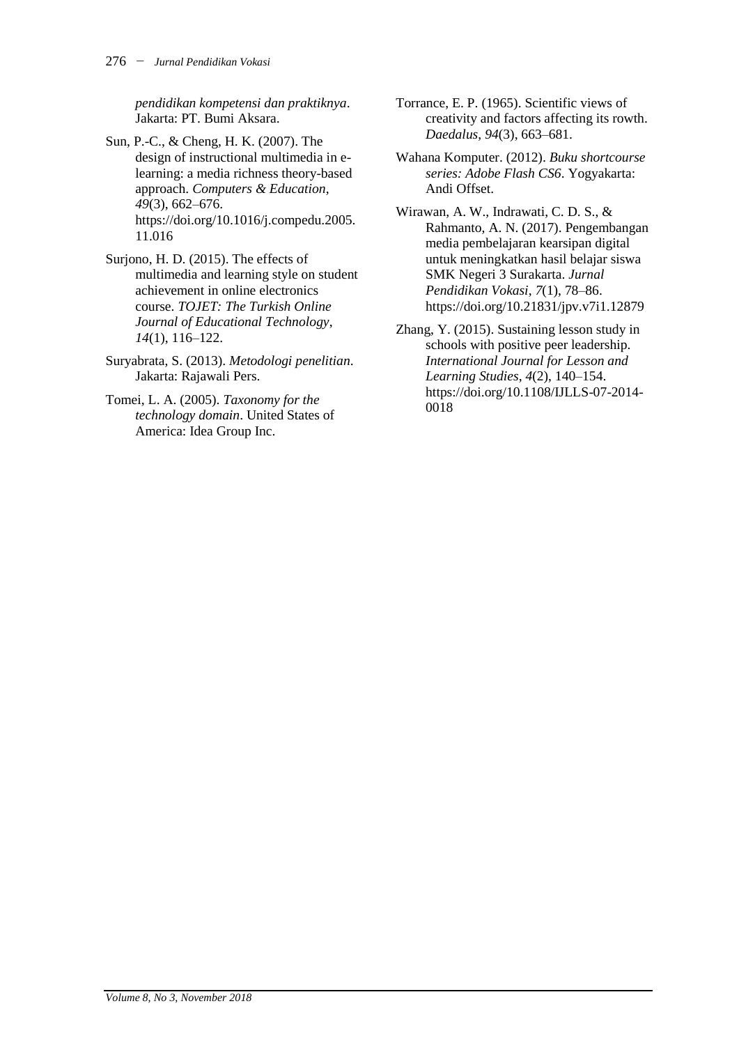*pendidikan kompetensi dan praktiknya*. Jakarta: PT. Bumi Aksara.

Sun, P.-C., & Cheng, H. K. (2007). The design of instructional multimedia in e-learning: a media richness theory-based approach. *Computers & Education*, *49*(3), 662–676. https://doi.org/10.1016/j.compedu.2005.11.016

Surjono, H. D. (2015). The effects of multimedia and learning style on student achievement in online electronics course. *TOJET: The Turkish Online Journal of Educational Technology*, *14*(1), 116–122.

Suryabrata, S. (2013). *Metodologi penelitian*. Jakarta: Rajawali Pers.

Tomei, L. A. (2005). *Taxonomy for the technology domain*. United States of America: Idea Group Inc.

Torrance, E. P. (1965). Scientific views of creativity and factors affecting its rowth. *Daedalus*, *94*(3), 663–681.

Wahana Komputer. (2012). *Buku shortcourse series: Adobe Flash CS6*. Yogyakarta: Andi Offset.

Wirawan, A. W., Indrawati, C. D. S., & Rahmanto, A. N. (2017). Pengembangan media pembelajaran kearsipan digital untuk meningkatkan hasil belajar siswa SMK Negeri 3 Surakarta. *Jurnal Pendidikan Vokasi*, *7*(1), 78–86. https://doi.org/10.21831/jpv.v7i1.12879

Zhang, Y. (2015). Sustaining lesson study in schools with positive peer leadership. *International Journal for Lesson and Learning Studies*, *4*(2), 140–154. https://doi.org/10.1108/IJLLS-07-2014-0018